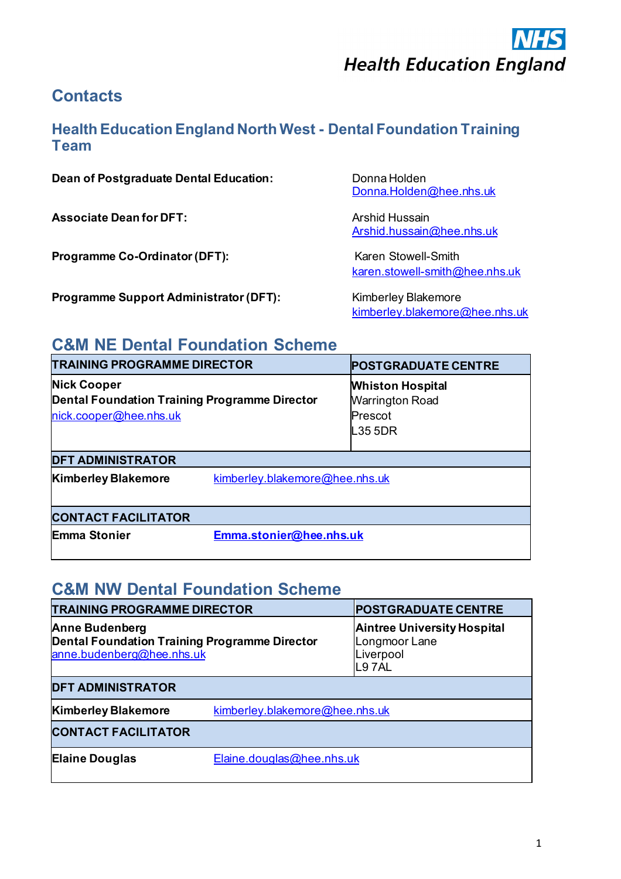**NHS**
***Health Education England***

# Contacts

## Health Education England North West - Dental Foundation Training Team

**Dean of Postgraduate Dental Education:** Donna Holden
Donna.Holden@hee.nhs.uk

**Associate Dean for DFT:** Arshid Hussain
Arshid.hussain@hee.nhs.uk

**Programme Co-Ordinator (DFT):** Karen Stowell-Smith
karen.stowell-smith@hee.nhs.uk

**Programme Support Administrator (DFT):** Kimberley Blakemore
kimberley.blakemore@hee.nhs.uk

## C&M NE Dental Foundation Scheme

| TRAINING PROGRAMME DIRECTOR | POSTGRADUATE CENTRE |
|---|---|
| **Nick Cooper**<br>**Dental Foundation Training Programme Director**<br>nick.cooper@hee.nhs.uk | **Whiston Hospital**<br>Warrington Road<br>Prescot<br>L35 5DR |
| **DFT ADMINISTRATOR** | |
| **Kimberley Blakemore** | kimberley.blakemore@hee.nhs.uk |
| **CONTACT FACILITATOR** | |
| **Emma Stonier** | **Emma.stonier@hee.nhs.uk** |

## C&M NW Dental Foundation Scheme

| TRAINING PROGRAMME DIRECTOR | POSTGRADUATE CENTRE |
|---|---|
| **Anne Budenberg**<br>**Dental Foundation Training Programme Director**<br>anne.budenberg@hee.nhs.uk | **Aintree University Hospital**<br>Longmoor Lane<br>Liverpool<br>L9 7AL |
| **DFT ADMINISTRATOR** | |
| **Kimberley Blakemore** | kimberley.blakemore@hee.nhs.uk |
| **CONTACT FACILITATOR** | |
| **Elaine Douglas** | Elaine.douglas@hee.nhs.uk |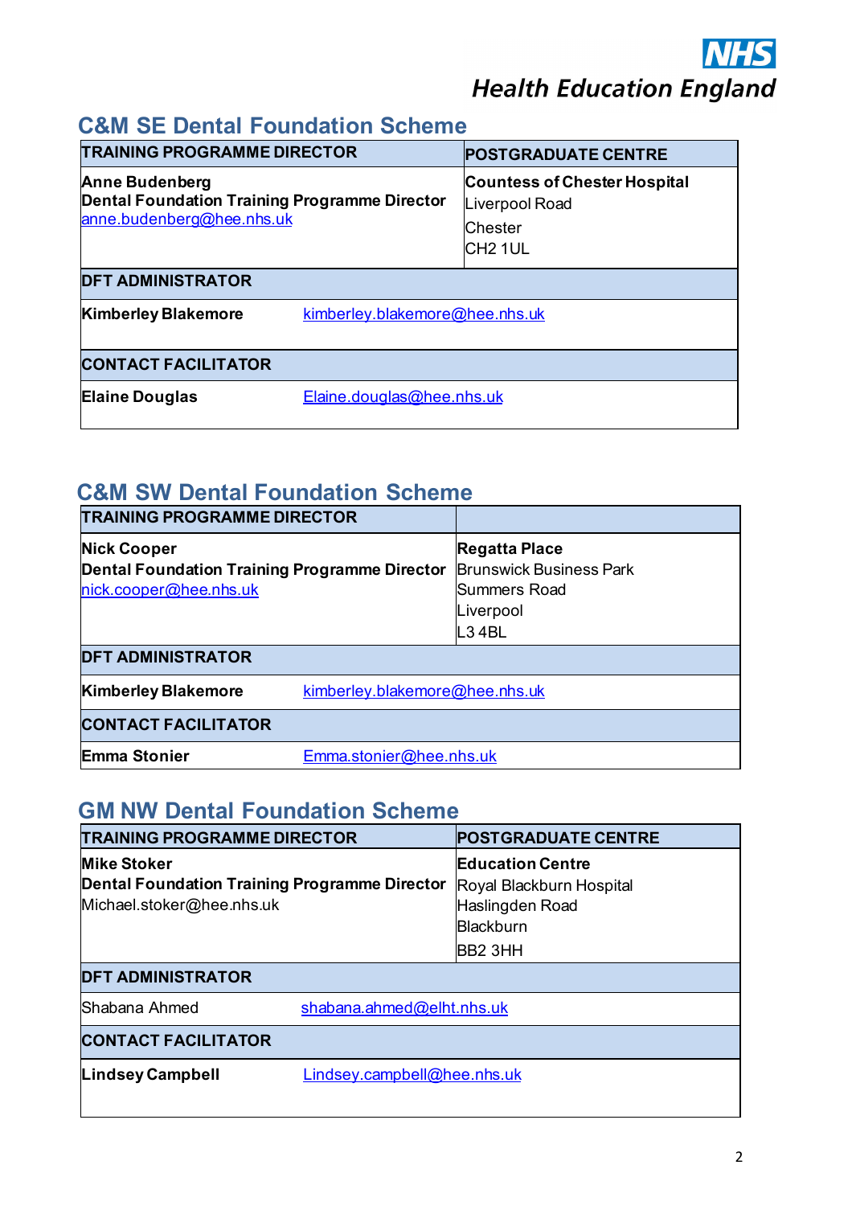# C&M SE Dental Foundation Scheme

| TRAINING PROGRAMME DIRECTOR | POSTGRADUATE CENTRE |
|---|---|
| **Anne Budenberg**<br>**Dental Foundation Training Programme Director**<br>anne.budenberg@hee.nhs.uk | **Countess of Chester Hospital**<br>Liverpool Road<br>Chester<br>CH2 1UL |
| **DFT ADMINISTRATOR** | |
| **Kimberley Blakemore** | kimberley.blakemore@hee.nhs.uk |
| **CONTACT FACILITATOR** | |
| **Elaine Douglas** | Elaine.douglas@hee.nhs.uk |

# C&M SW Dental Foundation Scheme

| TRAINING PROGRAMME DIRECTOR | |
|---|---|
| **Nick Cooper**<br>**Dental Foundation Training Programme Director**<br>nick.cooper@hee.nhs.uk | **Regatta Place**<br>Brunswick Business Park<br>Summers Road<br>Liverpool<br>L3 4BL |
| **DFT ADMINISTRATOR** | |
| **Kimberley Blakemore** | kimberley.blakemore@hee.nhs.uk |
| **CONTACT FACILITATOR** | |
| **Emma Stonier** | Emma.stonier@hee.nhs.uk |

# GM NW Dental Foundation Scheme

| TRAINING PROGRAMME DIRECTOR | POSTGRADUATE CENTRE |
|---|---|
| **Mike Stoker**<br>**Dental Foundation Training Programme Director**<br>Michael.stoker@hee.nhs.uk | **Education Centre**<br>Royal Blackburn Hospital<br>Haslingden Road<br>Blackburn<br>BB2 3HH |
| **DFT ADMINISTRATOR** | |
| Shabana Ahmed | shabana.ahmed@elht.nhs.uk |
| **CONTACT FACILITATOR** | |
| **Lindsey Campbell** | Lindsey.campbell@hee.nhs.uk |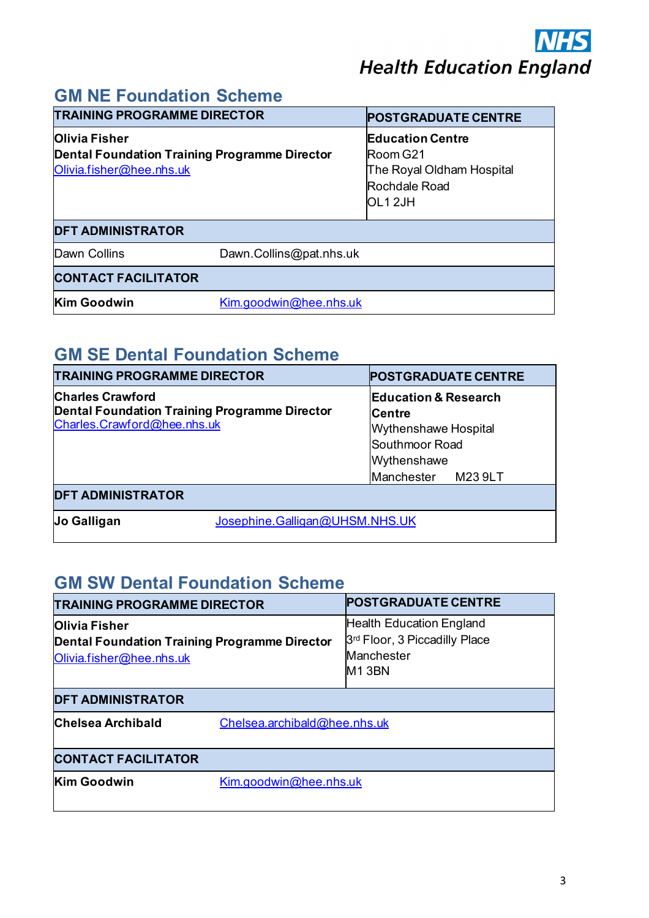**Health Education England**

## GM NE Foundation Scheme

| TRAINING PROGRAMME DIRECTOR | POSTGRADUATE CENTRE |
|---|---|
| **Olivia Fisher**<br>**Dental Foundation Training Programme Director**<br>Olivia.fisher@hee.nhs.uk | **Education Centre**<br>Room G21<br>The Royal Oldham Hospital<br>Rochdale Road<br>OL1 2JH |
| **DFT ADMINISTRATOR** | |
| Dawn Collins | Dawn.Collins@pat.nhs.uk |
| **CONTACT FACILITATOR** | |
| **Kim Goodwin** | Kim.goodwin@hee.nhs.uk |

## GM SE Dental Foundation Scheme

| TRAINING PROGRAMME DIRECTOR | POSTGRADUATE CENTRE |
|---|---|
| **Charles Crawford**<br>**Dental Foundation Training Programme Director**<br>Charles.Crawford@hee.nhs.uk | **Education & Research Centre**<br>Wythenshawe Hospital<br>Southmoor Road<br>Wythenshawe<br>Manchester M23 9LT |
| **DFT ADMINISTRATOR** | |
| **Jo Galligan** | Josephine.Galligan@UHSM.NHS.UK |

## GM SW Dental Foundation Scheme

| TRAINING PROGRAMME DIRECTOR | POSTGRADUATE CENTRE |
|---|---|
| **Olivia Fisher**<br>**Dental Foundation Training Programme Director**<br>Olivia.fisher@hee.nhs.uk | Health Education England<br>3rd Floor, 3 Piccadilly Place<br>Manchester<br>M1 3BN |
| **DFT ADMINISTRATOR** | |
| **Chelsea Archibald** | Chelsea.archibald@hee.nhs.uk |
| **CONTACT FACILITATOR** | |
| **Kim Goodwin** | Kim.goodwin@hee.nhs.uk |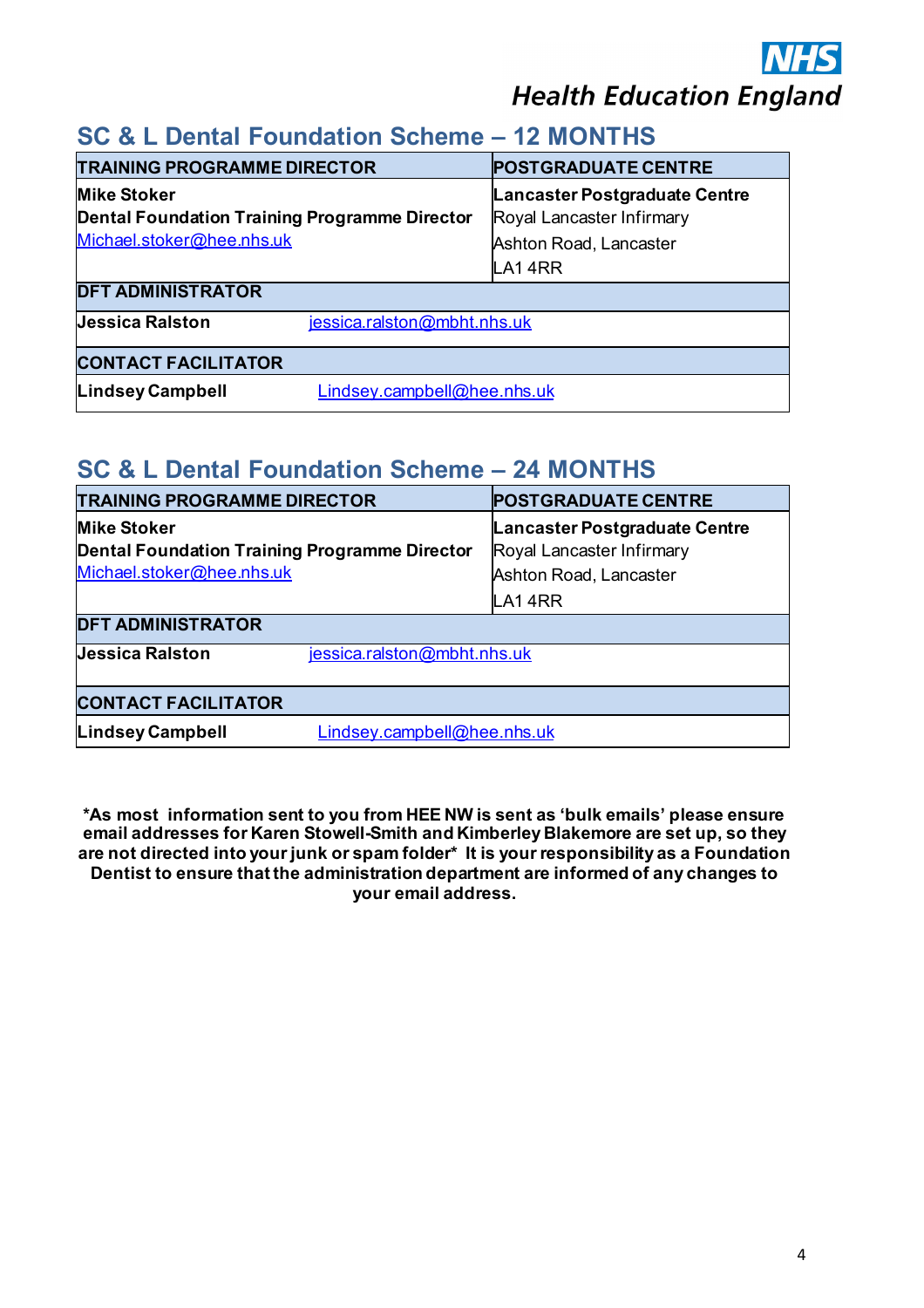**NHS**
*Health Education England*

## SC & L Dental Foundation Scheme – 12 MONTHS

| TRAINING PROGRAMME DIRECTOR | POSTGRADUATE CENTRE |
|---|---|
| **Mike Stoker**<br>**Dental Foundation Training Programme Director**<br>Michael.stoker@hee.nhs.uk | **Lancaster Postgraduate Centre**<br>Royal Lancaster Infirmary<br>Ashton Road, Lancaster<br>LA1 4RR |
| **DFT ADMINISTRATOR** | |
| **Jessica Ralston** | jessica.ralston@mbht.nhs.uk |
| **CONTACT FACILITATOR** | |
| **Lindsey Campbell** | Lindsey.campbell@hee.nhs.uk |

## SC & L Dental Foundation Scheme – 24 MONTHS

| TRAINING PROGRAMME DIRECTOR | POSTGRADUATE CENTRE |
|---|---|
| **Mike Stoker**<br>**Dental Foundation Training Programme Director**<br>Michael.stoker@hee.nhs.uk | **Lancaster Postgraduate Centre**<br>Royal Lancaster Infirmary<br>Ashton Road, Lancaster<br>LA1 4RR |
| **DFT ADMINISTRATOR** | |
| **Jessica Ralston** | jessica.ralston@mbht.nhs.uk |
| **CONTACT FACILITATOR** | |
| **Lindsey Campbell** | Lindsey.campbell@hee.nhs.uk |

**\*As most information sent to you from HEE NW is sent as 'bulk emails' please ensure email addresses for Karen Stowell-Smith and Kimberley Blakemore are set up, so they are not directed into your junk or spam folder\* It is your responsibility as a Foundation Dentist to ensure that the administration department are informed of any changes to your email address.**